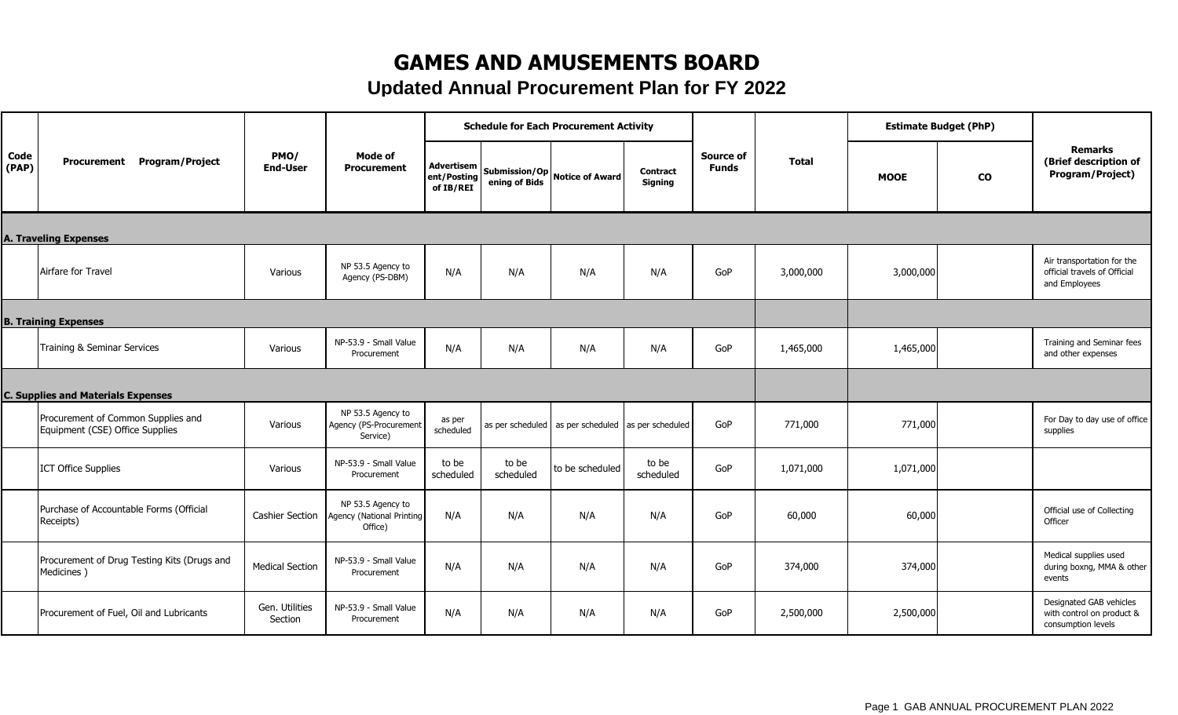# GAMES AND AMUSEMENTS BOARD

## Updated Annual Procurement Plan for FY 2022

| Code (PAP) | Procurement Program/Project | PMO/ End-User | Mode of Procurement | Schedule for Each Procurement Activity | | | | Source of Funds | Total | Estimate Budget (PhP) | | Remarks (Brief description of Program/Project) |
|---|---|---|---|---|---|---|---|---|---|---|---|---|
| | | | | Advertisement/Posting of IB/REI | Submission/Opening of Bids | Notice of Award | Contract Signing | | | MOOE | CO | |
| **A. Traveling Expenses** | | | | | | | | | | | | |
| | Airfare for Travel | Various | NP 53.5 Agency to Agency (PS-DBM) | N/A | N/A | N/A | N/A | GoP | 3,000,000 | 3,000,000 | | Air transportation for the official travels of Official and Employees |
| **B. Training Expenses** | | | | | | | | | | | | |
| | Training & Seminar Services | Various | NP-53.9 - Small Value Procurement | N/A | N/A | N/A | N/A | GoP | 1,465,000 | 1,465,000 | | Training and Seminar fees and other expenses |
| **C. Supplies and Materials Expenses** | | | | | | | | | | | | |
| | Procurement of Common Supplies and Equipment (CSE) Office Supplies | Various | NP 53.5 Agency to Agency (PS-Procurement Service) | as per scheduled | as per scheduled | as per scheduled | as per scheduled | GoP | 771,000 | 771,000 | | For Day to day use of office supplies |
| | ICT Office Supplies | Various | NP-53.9 - Small Value Procurement | to be scheduled | to be scheduled | to be scheduled | to be scheduled | GoP | 1,071,000 | 1,071,000 | | |
| | Purchase of Accountable Forms (Official Receipts) | Cashier Section | NP 53.5 Agency to Agency (National Printing Office) | N/A | N/A | N/A | N/A | GoP | 60,000 | 60,000 | | Official use of Collecting Officer |
| | Procurement of Drug Testing Kits (Drugs and Medicines ) | Medical Section | NP-53.9 - Small Value Procurement | N/A | N/A | N/A | N/A | GoP | 374,000 | 374,000 | | Medical supplies used during boxng, MMA & other events |
| | Procurement of Fuel, Oil and Lubricants | Gen. Utilities Section | NP-53.9 - Small Value Procurement | N/A | N/A | N/A | N/A | GoP | 2,500,000 | 2,500,000 | | Designated GAB vehicles with control on product & consumption levels |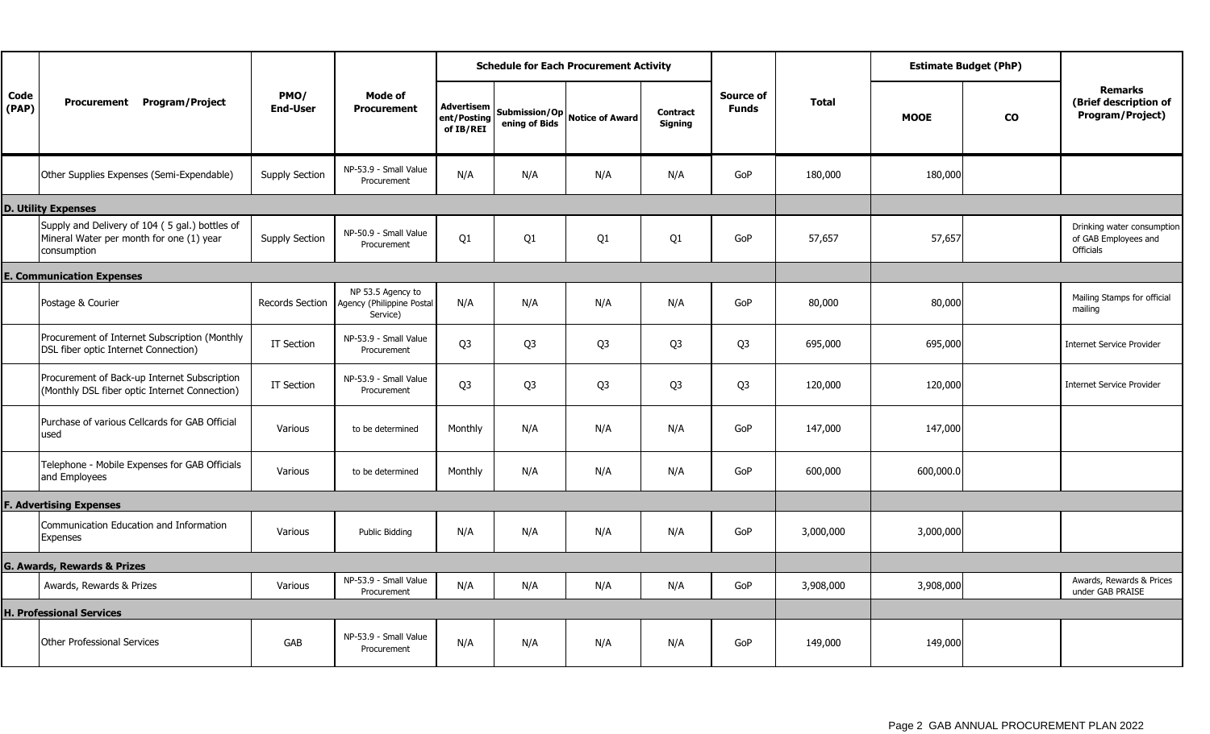| Code (PAP) | Procurement Program/Project | PMO/ End-User | Mode of Procurement | Schedule for Each Procurement Activity | | | | Source of Funds | Total | Estimate Budget (PhP) | | Remarks (Brief description of Program/Project) |
|---|---|---|---|---|---|---|---|---|---|---|---|---|
| | | | | Advertisement/Posting of IB/REI | Submission/Opening of Bids | Notice of Award | Contract Signing | | | MOOE | CO | |
| | Other Supplies Expenses (Semi-Expendable) | Supply Section | NP-53.9 - Small Value Procurement | N/A | N/A | N/A | N/A | GoP | 180,000 | 180,000 | | |
| **D. Utility Expenses** | | | | | | | | | | | | |
| | Supply and Delivery of 104 ( 5 gal.) bottles of Mineral Water per month for one (1) year consumption | Supply Section | NP-50.9 - Small Value Procurement | Q1 | Q1 | Q1 | Q1 | GoP | 57,657 | 57,657 | | Drinking water consumption of GAB Employees and Officials |
| **E. Communication Expenses** | | | | | | | | | | | | |
| | Postage & Courier | Records Section | NP 53.5 Agency to Agency (Philippine Postal Service) | N/A | N/A | N/A | N/A | GoP | 80,000 | 80,000 | | Mailing Stamps for official mailing |
| | Procurement of Internet Subscription (Monthly DSL fiber optic Internet Connection) | IT Section | NP-53.9 - Small Value Procurement | Q3 | Q3 | Q3 | Q3 | Q3 | 695,000 | 695,000 | | Internet Service Provider |
| | Procurement of Back-up Internet Subscription (Monthly DSL fiber optic Internet Connection) | IT Section | NP-53.9 - Small Value Procurement | Q3 | Q3 | Q3 | Q3 | Q3 | 120,000 | 120,000 | | Internet Service Provider |
| | Purchase of various Cellcards for GAB Official used | Various | to be determined | Monthly | N/A | N/A | N/A | GoP | 147,000 | 147,000 | | |
| | Telephone - Mobile Expenses for GAB Officials and Employees | Various | to be determined | Monthly | N/A | N/A | N/A | GoP | 600,000 | 600,000.0 | | |
| **F. Advertising Expenses** | | | | | | | | | | | | |
| | Communication Education and Information Expenses | Various | Public Bidding | N/A | N/A | N/A | N/A | GoP | 3,000,000 | 3,000,000 | | |
| **G. Awards, Rewards & Prizes** | | | | | | | | | | | | |
| | Awards, Rewards & Prizes | Various | NP-53.9 - Small Value Procurement | N/A | N/A | N/A | N/A | GoP | 3,908,000 | 3,908,000 | | Awards, Rewards & Prices under GAB PRAISE |
| **H. Professional Services** | | | | | | | | | | | | |
| | Other Professional Services | GAB | NP-53.9 - Small Value Procurement | N/A | N/A | N/A | N/A | GoP | 149,000 | 149,000 | | |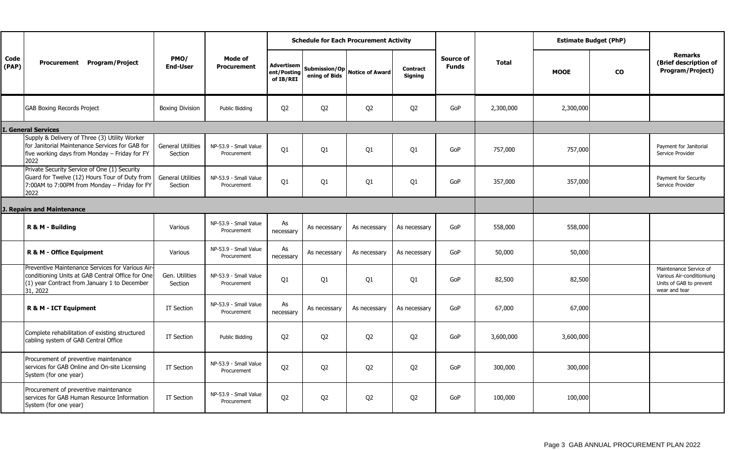| Code (PAP) | Procurement Program/Project | PMO/ End-User | Mode of Procurement | Schedule for Each Procurement Activity | | | | Source of Funds | Total | Estimate Budget (PhP) | | Remarks (Brief description of Program/Project) |
|---|---|---|---|---|---|---|---|---|---|---|---|---|
| | | | | Advertisement/Posting of IB/REI | Submission/Opening of Bids | Notice of Award | Contract Signing | | | MOOE | CO | |
| | GAB Boxing Records Project | Boxing Division | Public Bidding | Q2 | Q2 | Q2 | Q2 | GoP | 2,300,000 | 2,300,000 | | |
| **I. General Services** | | | | | | | | | | | | |
| | Supply & Delivery of Three (3) Utility Worker for Janitorial Maintenance Services for GAB for five working days from Monday – Friday for FY 2022 | General Utilities Section | NP-53.9 - Small Value Procurement | Q1 | Q1 | Q1 | Q1 | GoP | 757,000 | 757,000 | | Payment for Janitorial Service Provider |
| | Private Security Service of One (1) Security Guard for Twelve (12) Hours Tour of Duty from 7:00AM to 7:00PM from Monday – Friday for FY 2022 | General Utilities Section | NP-53.9 - Small Value Procurement | Q1 | Q1 | Q1 | Q1 | GoP | 357,000 | 357,000 | | Payment for Security Service Provider |
| **J. Repairs and Maintenance** | | | | | | | | | | | | |
| | **R & M - Building** | Various | NP-53.9 - Small Value Procurement | As necessary | As necessary | As necessary | As necessary | GoP | 558,000 | 558,000 | | |
| | **R & M - Office Equipment** | Various | NP-53.9 - Small Value Procurement | As necessary | As necessary | As necessary | As necessary | GoP | 50,000 | 50,000 | | |
| | Preventive Maintenance Services for Various Air-conditioning Units at GAB Central Office for One (1) year Contract from January 1 to December 31, 2022 | Gen. Utilities Section | NP-53.9 - Small Value Procurement | Q1 | Q1 | Q1 | Q1 | GoP | 82,500 | 82,500 | | Maintenance Service of Various Air-conditioniung Units of GAB to prevent wear and tear |
| | **R & M - ICT Equipment** | IT Section | NP-53.9 - Small Value Procurement | As necessary | As necessary | As necessary | As necessary | GoP | 67,000 | 67,000 | | |
| | Complete rehabilitation of existing structured cabling system of GAB Central Office | IT Section | Public Bidding | Q2 | Q2 | Q2 | Q2 | GoP | 3,600,000 | 3,600,000 | | |
| | Procurement of preventive maintenance services for GAB Online and On-site Licensing System (for one year) | IT Section | NP-53.9 - Small Value Procurement | Q2 | Q2 | Q2 | Q2 | GoP | 300,000 | 300,000 | | |
| | Procurement of preventive maintenance services for GAB Human Resource Information System (for one year) | IT Section | NP-53.9 - Small Value Procurement | Q2 | Q2 | Q2 | Q2 | GoP | 100,000 | 100,000 | | |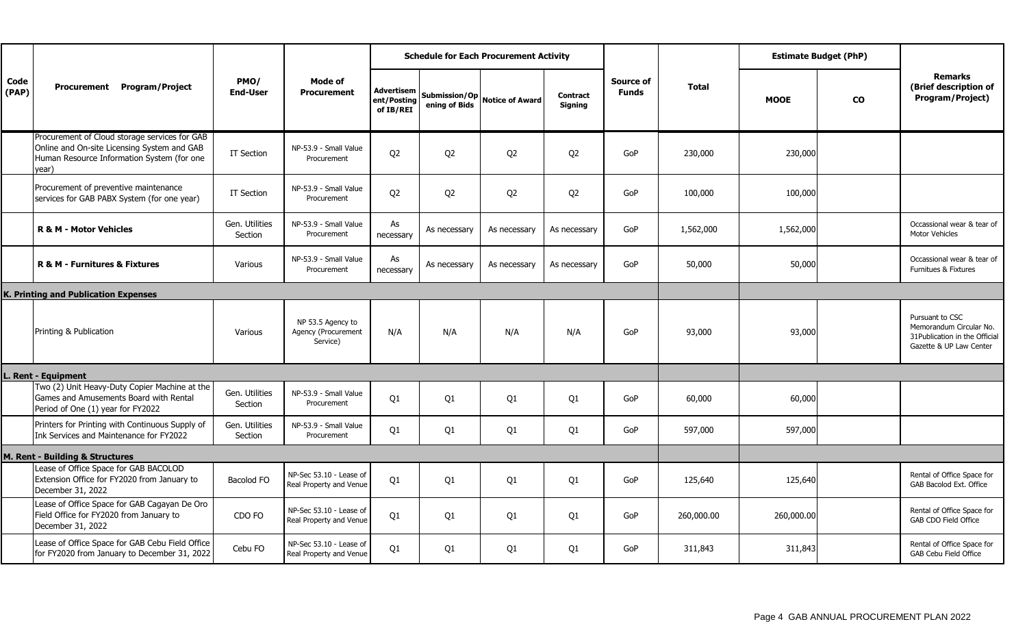| Code (PAP) | Procurement Program/Project | PMO/ End-User | Mode of Procurement | Schedule for Each Procurement Activity | | | | Source of Funds | Total | Estimate Budget (PhP) | | Remarks (Brief description of Program/Project) |
|---|---|---|---|---|---|---|---|---|---|---|---|---|
| | | | | Advertisement/Posting of IB/REI | Submission/Opening of Bids | Notice of Award | Contract Signing | | | MOOE | CO | |
| | Procurement of Cloud storage services for GAB Online and On-site Licensing System and GAB Human Resource Information System (for one year) | IT Section | NP-53.9 - Small Value Procurement | Q2 | Q2 | Q2 | Q2 | GoP | 230,000 | 230,000 | | |
| | Procurement of preventive maintenance services for GAB PABX System (for one year) | IT Section | NP-53.9 - Small Value Procurement | Q2 | Q2 | Q2 | Q2 | GoP | 100,000 | 100,000 | | |
| | **R & M - Motor Vehicles** | Gen. Utilities Section | NP-53.9 - Small Value Procurement | As necessary | As necessary | As necessary | As necessary | GoP | 1,562,000 | 1,562,000 | | Occassional wear & tear of Motor Vehicles |
| | **R & M - Furnitures & Fixtures** | Various | NP-53.9 - Small Value Procurement | As necessary | As necessary | As necessary | As necessary | GoP | 50,000 | 50,000 | | Occassional wear & tear of Furnitues & Fixtures |
| **K. Printing and Publication Expenses** | | | | | | | | | | | | |
| | Printing & Publication | Various | NP 53.5 Agency to Agency (Procurement Service) | N/A | N/A | N/A | N/A | GoP | 93,000 | 93,000 | | Pursuant to CSC Memorandum Circular No. 31Publication in the Official Gazette & UP Law Center |
| **L. Rent - Equipment** | | | | | | | | | | | | |
| | Two (2) Unit Heavy-Duty Copier Machine at the Games and Amusements Board with Rental Period of One (1) year for FY2022 | Gen. Utilities Section | NP-53.9 - Small Value Procurement | Q1 | Q1 | Q1 | Q1 | GoP | 60,000 | 60,000 | | |
| | Printers for Printing with Continuous Supply of Ink Services and Maintenance for FY2022 | Gen. Utilities Section | NP-53.9 - Small Value Procurement | Q1 | Q1 | Q1 | Q1 | GoP | 597,000 | 597,000 | | |
| **M. Rent - Building & Structures** | | | | | | | | | | | | |
| | Lease of Office Space for GAB BACOLOD Extension Office for FY2020 from January to December 31, 2022 | Bacolod FO | NP-Sec 53.10 - Lease of Real Property and Venue | Q1 | Q1 | Q1 | Q1 | GoP | 125,640 | 125,640 | | Rental of Office Space for GAB Bacolod Ext. Office |
| | Lease of Office Space for GAB Cagayan De Oro Field Office for FY2020 from January to December 31, 2022 | CDO FO | NP-Sec 53.10 - Lease of Real Property and Venue | Q1 | Q1 | Q1 | Q1 | GoP | 260,000.00 | 260,000.00 | | Rental of Office Space for GAB CDO Field Office |
| | Lease of Office Space for GAB Cebu Field Office for FY2020 from January to December 31, 2022 | Cebu FO | NP-Sec 53.10 - Lease of Real Property and Venue | Q1 | Q1 | Q1 | Q1 | GoP | 311,843 | 311,843 | | Rental of Office Space for GAB Cebu Field Office |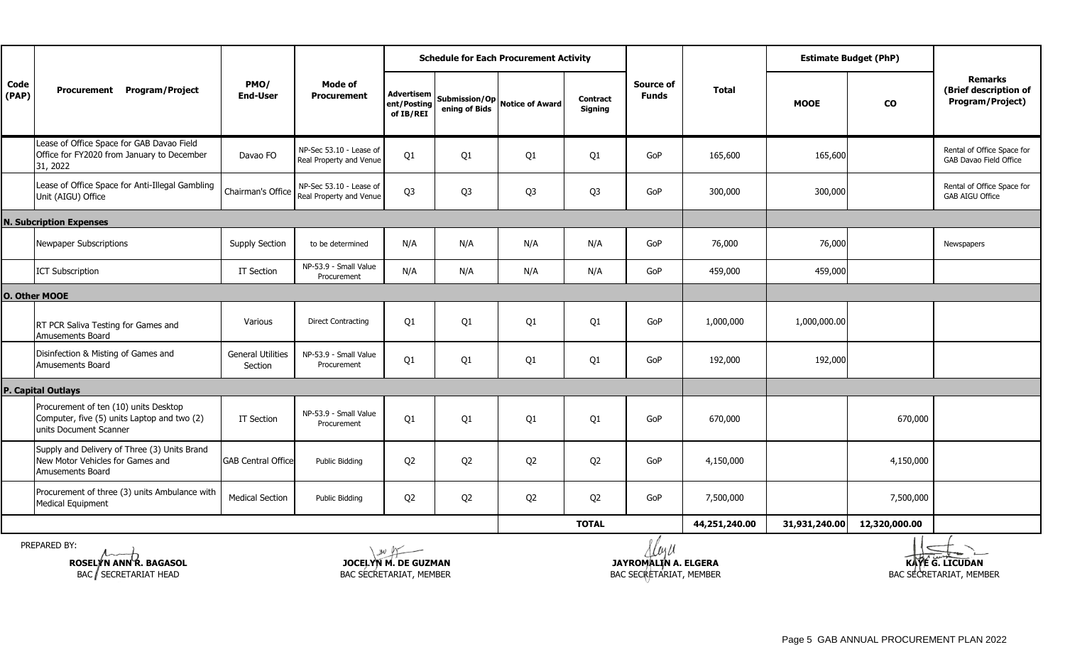| Code (PAP) | Procurement Program/Project | PMO/ End-User | Mode of Procurement | Schedule for Each Procurement Activity | | | | Source of Funds | Total | Estimate Budget (PhP) | | Remarks (Brief description of Program/Project) |
|---|---|---|---|---|---|---|---|---|---|---|---|---|
| | | | | Advertisement/Posting of IB/REI | Submission/Opening of Bids | Notice of Award | Contract Signing | | | MOOE | CO | |
| | Lease of Office Space for GAB Davao Field Office for FY2020 from January to December 31, 2022 | Davao FO | NP-Sec 53.10 - Lease of Real Property and Venue | Q1 | Q1 | Q1 | Q1 | GoP | 165,600 | 165,600 | | Rental of Office Space for GAB Davao Field Office |
| | Lease of Office Space for Anti-Illegal Gambling Unit (AIGU) Office | Chairman's Office | NP-Sec 53.10 - Lease of Real Property and Venue | Q3 | Q3 | Q3 | Q3 | GoP | 300,000 | 300,000 | | Rental of Office Space for GAB AIGU Office |
| **N. Subcription Expenses** | | | | | | | | | | | | |
| | Newpaper Subscriptions | Supply Section | to be determined | N/A | N/A | N/A | N/A | GoP | 76,000 | 76,000 | | Newspapers |
| | ICT Subscription | IT Section | NP-53.9 - Small Value Procurement | N/A | N/A | N/A | N/A | GoP | 459,000 | 459,000 | | |
| **O. Other MOOE** | | | | | | | | | | | | |
| | RT PCR Saliva Testing for Games and Amusements Board | Various | Direct Contracting | Q1 | Q1 | Q1 | Q1 | GoP | 1,000,000 | 1,000,000.00 | | |
| | Disinfection & Misting of Games and Amusements Board | General Utilities Section | NP-53.9 - Small Value Procurement | Q1 | Q1 | Q1 | Q1 | GoP | 192,000 | 192,000 | | |
| **P. Capital Outlays** | | | | | | | | | | | | |
| | Procurement of ten (10) units Desktop Computer, five (5) units Laptop and two (2) units Document Scanner | IT Section | NP-53.9 - Small Value Procurement | Q1 | Q1 | Q1 | Q1 | GoP | 670,000 | | 670,000 | |
| | Supply and Delivery of Three (3) Units Brand New Motor Vehicles for Games and Amusements Board | GAB Central Office | Public Bidding | Q2 | Q2 | Q2 | Q2 | GoP | 4,150,000 | | 4,150,000 | |
| | Procurement of three (3) units Ambulance with Medical Equipment | Medical Section | Public Bidding | Q2 | Q2 | Q2 | Q2 | GoP | 7,500,000 | | 7,500,000 | |
| | | | | | | **TOTAL** | | | **44,251,240.00** | **31,931,240.00** | **12,320,000.00** | |

PREPARED BY:

| | | | |
|---|---|---|---|
| **ROSELYN ANN R. BAGASOL** | **JOCELYN M. DE GUZMAN** | **JAYROMALIN A. ELGERA** | **KAYE G. LICUDAN** |
| BAC SECRETARIAT HEAD | BAC SECRETARIAT, MEMBER | BAC SECRETARIAT, MEMBER | BAC SECRETARIAT, MEMBER |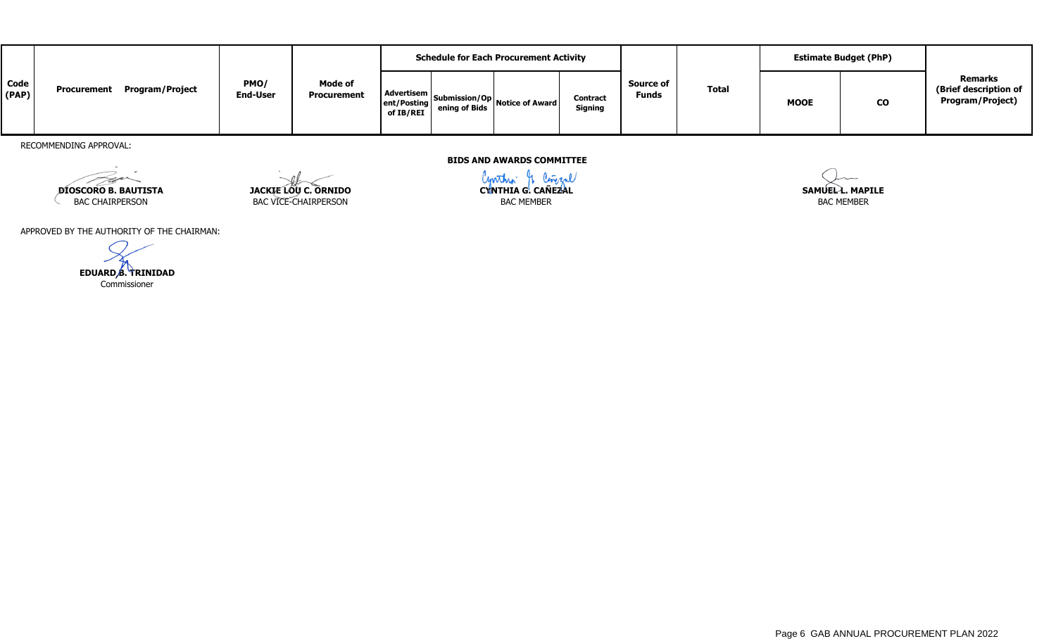| Code (PAP) | Procurement Program/Project | PMO/ End-User | Mode of Procurement | Schedule for Each Procurement Activity | | | | Source of Funds | Total | Estimate Budget (PhP) | | Remarks (Brief description of Program/Project) |
|---|---|---|---|---|---|---|---|---|---|---|---|---|
| | | | | Advertisement/Posting of IB/REI | Submission/Opening of Bids | Notice of Award | Contract Signing | | | MOOE | CO | |

RECOMMENDING APPROVAL:

**BIDS AND AWARDS COMMITTEE**

| | | | |
|---|---|---|---|
| **DIOSCORO B. BAUTISTA** | **JACKIE LOU C. ORNIDO** | **CYNTHIA G. CAÑEZAL** | **SAMUEL L. MAPILE** |
| BAC CHAIRPERSON | BAC VICE-CHAIRPERSON | BAC MEMBER | BAC MEMBER |

APPROVED BY THE AUTHORITY OF THE CHAIRMAN:

**EDUARD B. TRINIDAD**
Commissioner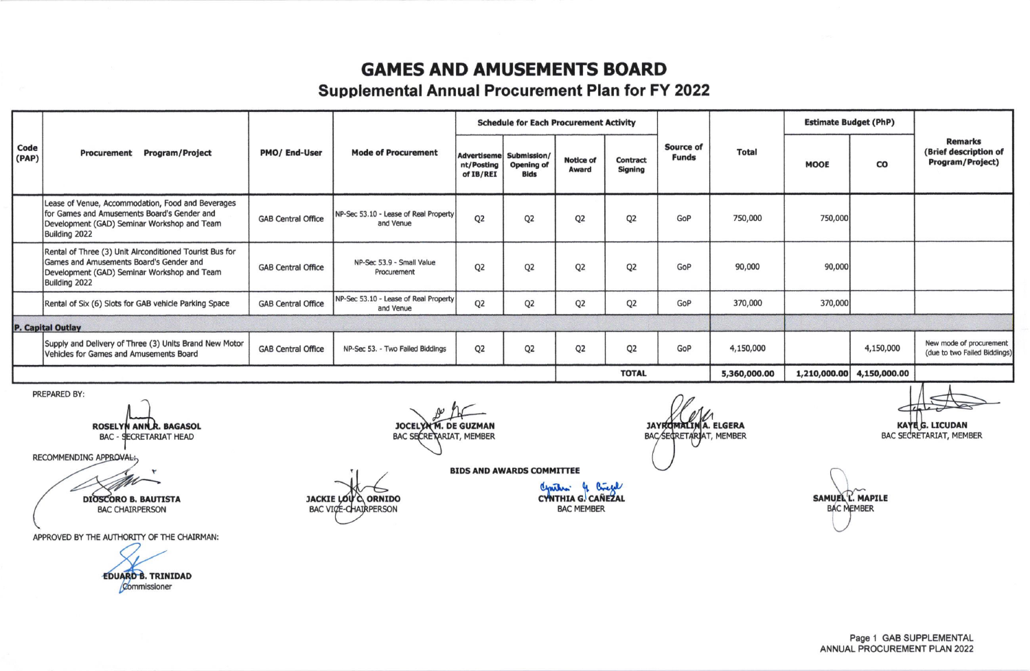# GAMES AND AMUSEMENTS BOARD

## Supplemental Annual Procurement Plan for FY 2022

| Code (PAP) | Procurement Program/Project | PMO/ End-User | Mode of Procurement | Schedule for Each Procurement Activity | | | | Source of Funds | Total | Estimate Budget (PhP) | | Remarks (Brief description of Program/Project) |
|---|---|---|---|---|---|---|---|---|---|---|---|---|
| | | | | Advertisement/Posting of IB/REI | Submission/ Opening of Bids | Notice of Award | Contract Signing | | | MOOE | CO | |
| | Lease of Venue, Accommodation, Food and Beverages for Games and Amusements Board's Gender and Development (GAD) Seminar Workshop and Team Building 2022 | GAB Central Office | NP-Sec 53.10 - Lease of Real Property and Venue | Q2 | Q2 | Q2 | Q2 | GoP | 750,000 | 750,000 | | |
| | Rental of Three (3) Unit Airconditioned Tourist Bus for Games and Amusements Board's Gender and Development (GAD) Seminar Workshop and Team Building 2022 | GAB Central Office | NP-Sec 53.9 - Small Value Procurement | Q2 | Q2 | Q2 | Q2 | GoP | 90,000 | 90,000 | | |
| | Rental of Six (6) Slots for GAB vehicle Parking Space | GAB Central Office | NP-Sec 53.10 - Lease of Real Property and Venue | Q2 | Q2 | Q2 | Q2 | GoP | 370,000 | 370,000 | | |
| **P. Capital Outlay** | | | | | | | | | | | | |
| | Supply and Delivery of Three (3) Units Brand New Motor Vehicles for Games and Amusements Board | GAB Central Office | NP-Sec 53. - Two Failed Biddings | Q2 | Q2 | Q2 | Q2 | GoP | 4,150,000 | | 4,150,000 | New mode of procurement (due to two Failed Biddings) |
| | | | | | | **TOTAL** | | | **5,360,000.00** | **1,210,000.00** | **4,150,000.00** | |

PREPARED BY:

**ROSELYN ANN R. BAGASOL**
BAC - SECRETARIAT HEAD

**JOCELYN M. DE GUZMAN**
BAC SECRETARIAT, MEMBER

**JAYROMALIN A. ELGERA**
BAC SECRETARIAT, MEMBER

**KAYE G. LICUDAN**
BAC SECRETARIAT, MEMBER

RECOMMENDING APPROVAL:

**BIDS AND AWARDS COMMITTEE**

**DIOSCORO B. BAUTISTA**
BAC CHAIRPERSON

**JACKIE LOU C. ORNIDO**
BAC VICE-CHAIRPERSON

**CYNTHIA G. CAÑEZAL**
BAC MEMBER

**SAMUEL L. MAPILE**
BAC MEMBER

APPROVED BY THE AUTHORITY OF THE CHAIRMAN:

**EDUARD B. TRINIDAD**
Commissioner